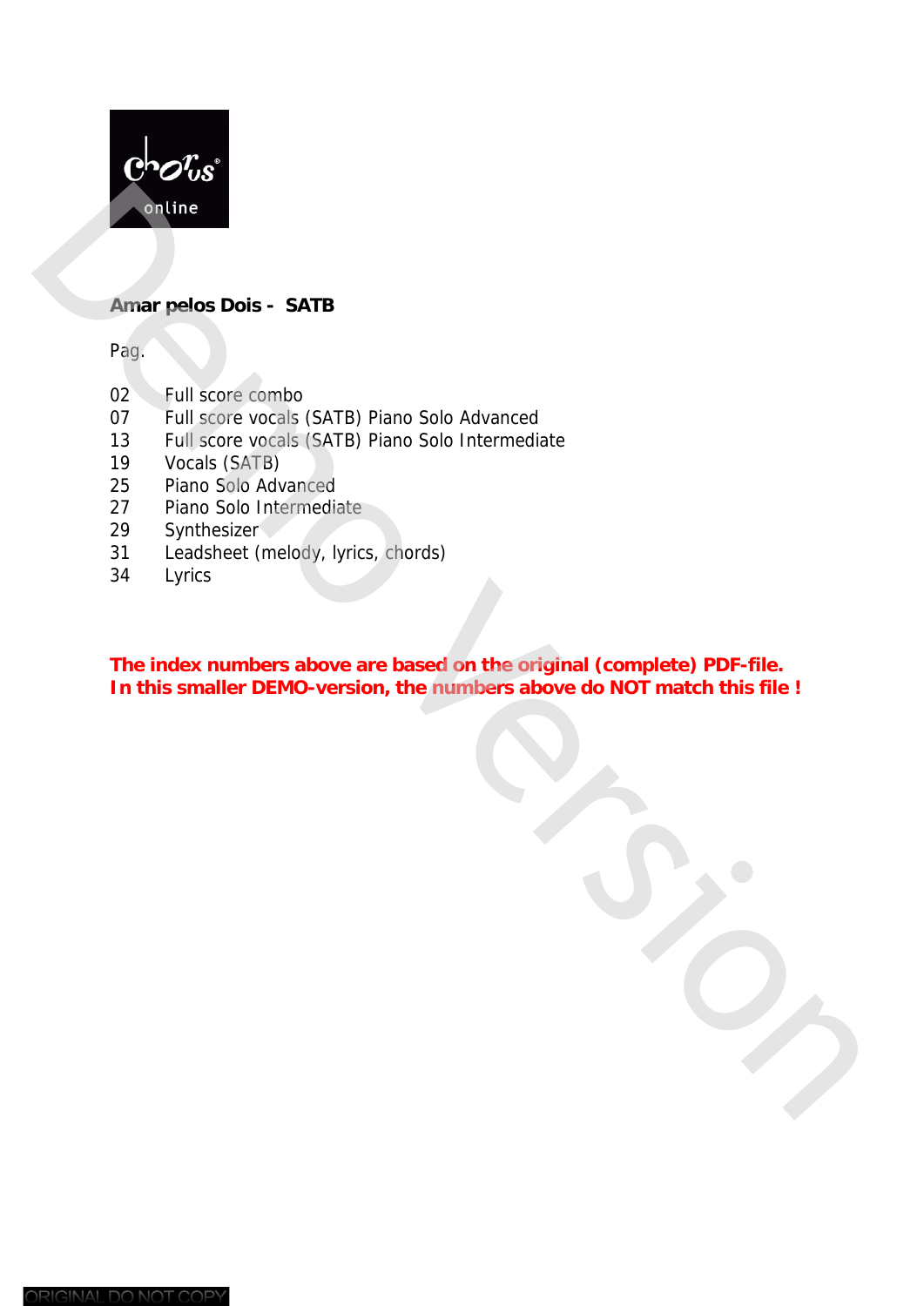**Amar pelos Dois - SATB**

Pag.

| | |
|---|---|
| 02 | Full score combo |
| 07 | Full score vocals (SATB) Piano Solo Advanced |
| 13 | Full score vocals (SATB) Piano Solo Intermediate |
| 19 | Vocals (SATB) |
| 25 | Piano Solo Advanced |
| 27 | Piano Solo Intermediate |
| 29 | Synthesizer |
| 31 | Leadsheet (melody, lyrics, chords) |
| 34 | Lyrics |

**The index numbers above are based on the original (complete) PDF-file.**
**In this smaller DEMO-version, the numbers above do NOT match this file !**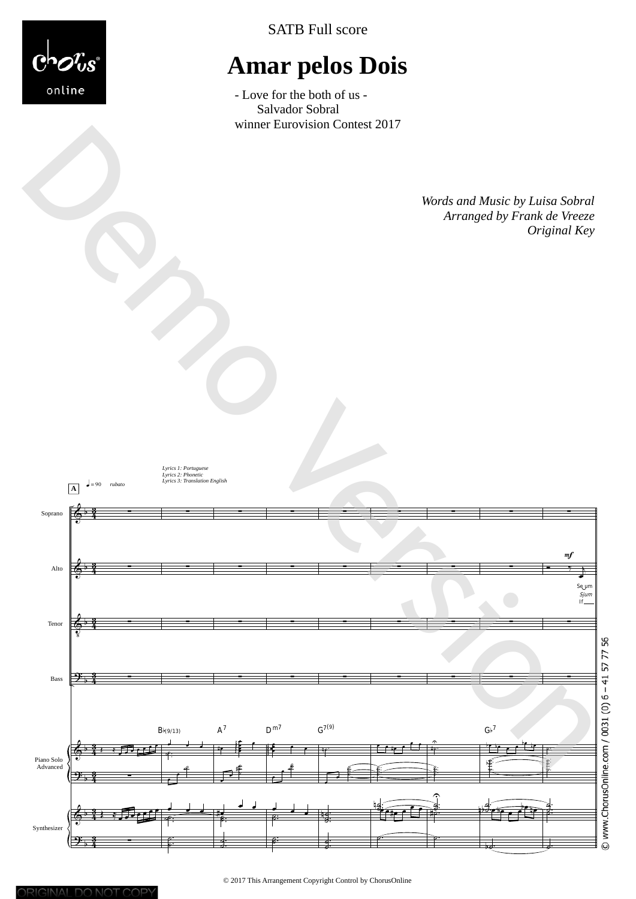SATB Full score

# Amar pelos Dois

- Love for the both of us -
Salvador Sobral
winner Eurovision Contest 2017

*Words and Music by Luisa Sobral*
*Arranged by Frank de Vreeze*
*Original Key*

*Lyrics 1: Portuguese*
*Lyrics 2: Phonetic*
*Lyrics 3: Translation English*

A ♩ = 90 *rabato*

Soprano
Alto — *mf* Se um / *Sjum* / If
Tenor
Bass

B♭(9/13) A7 Dm7 G7(9) G♭7

Piano Solo Advanced

Synthesizer

© 2017 This Arrangement Copyright Control by ChorusOnline

© www.ChorusOnline.com / 0031 (0) 6 – 41 57 77 56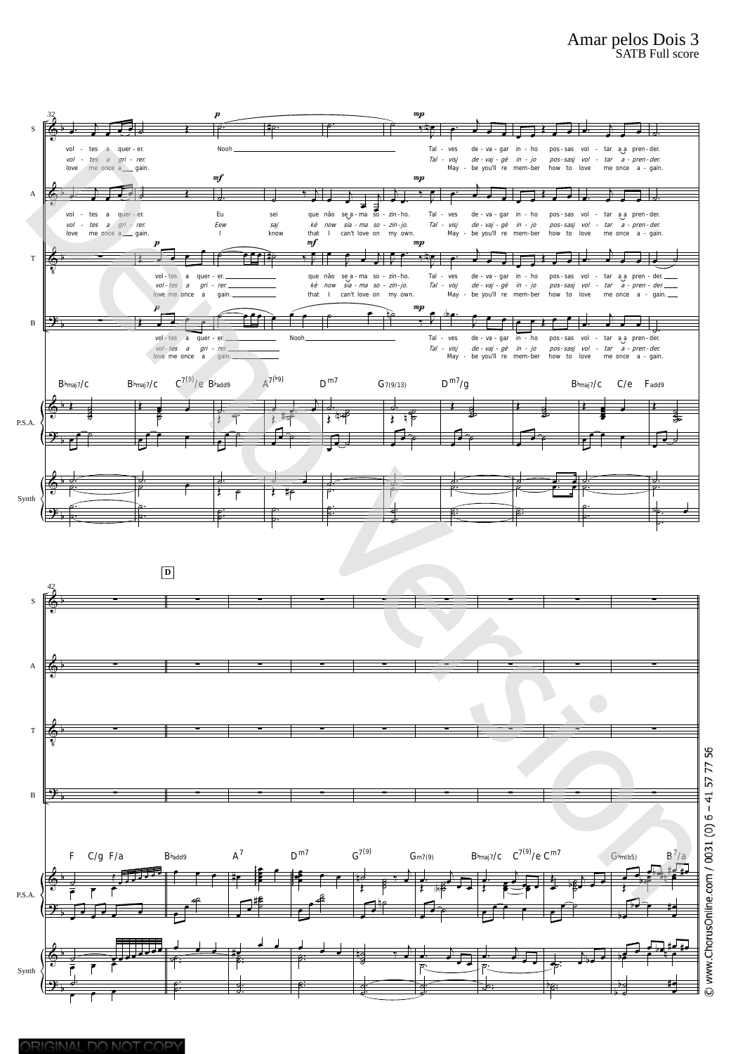# Amar pelos Dois 3

SATB Full score

S: vol - tes a quer - er. Nooh Tal - ves de - va - gar in - ho pos - sas vol - tar a a pren - der.

vol - tes a gri - rer. Tal - visj de - vaj - gè in - jo pos - sasj vol - tar a - pren - der.

love me once a gain. May - be you'll re mem - ber how to love me once a - gain.

A: vol - tes a quer - er. Eu sei que não se a - ma so - zin - ho. Tal - ves de - va - gar in - ho pos - sas vol - tar a a pren - der.

vol - tes a gri - rer. Eew saj kè now sia - ma so - zin - jo. Tal - visj de - vaj - gè in - jo pos - sasj vol - tar a - pren - der.

love me once a gain. I know that I can't love on my own. May - be you'll re mem - ber how to love me once a - gain.

T: vol - tes a quer - er. que não se a - ma so - zin - ho. Tal - ves de - va - gar in - ho pos - sas vol - tar a a pren - der.

vol - tes a gri - rer. kè now sia - ma so - zin - jo. Tal - visj de - vaj - gè in - jo pos - sasj vol - tar a - pren - der.

love me once a gain. that I can't love on my own. May - be you'll re mem - ber how to love me once a - gain.

B: vol - tes a quer - er. Nooh Tal - ves de - va - gar in - ho pos - sas vol - tar a a pren - der.

vol - tes a gri - rer. Tal - visj de - vaj - gè in - jo pos - sasj vol - tar a - pren - der.

love me once a gain. May - be you'll re mem - ber how to love me once a - gain.

Chords: B♭maj7/C B♭maj7/C C7(9)/e B♭add9 A7(♭9) Dm7 G7(9/13) Dm7/g B♭maj7/C C/e Fadd9

D

Chords: F C/g F/a B♭add9 A7 Dm7 G7(9) Gm7(9) B♭maj7/C C7(9)/e Cm7 Gm(b5) B7/a

© www.ChorusOnline.com / 0031 (0) 6 – 41 57 77 56

ORIGINAL DO NOT COPY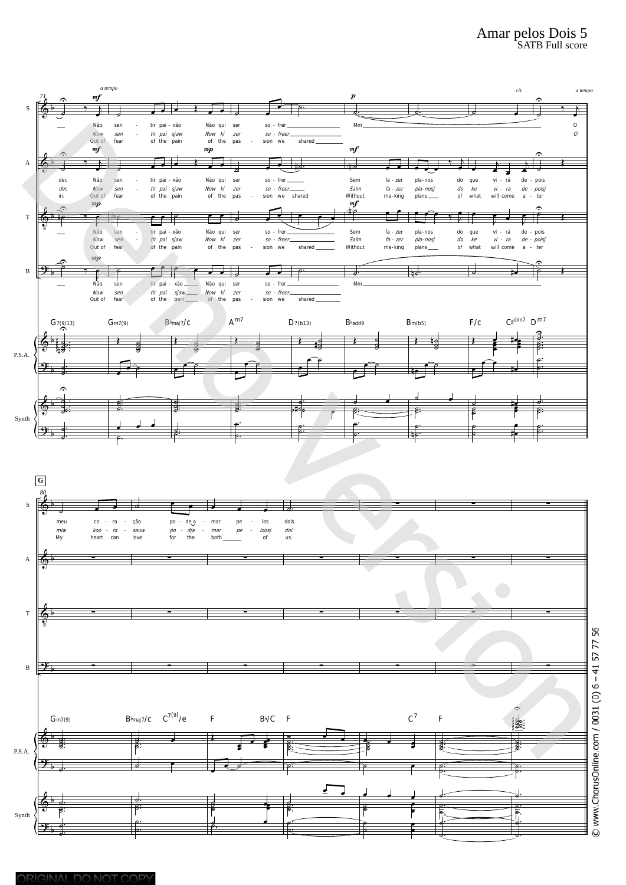**71** *a tempo* — *rit.* — *a tempo*

**S** (*mf* … *p*)

Não sen - tir pai - xão Não qui ser so - frer Mm O

*Now sen - tir pai sjaw Now ki zer so - freer O*

Out of fear of the pain of the pas - sion we shared

**A** (*mf* … *mp* … *mf*)

der. Não sen - tir pai - xão Não qui ser so - frer Sem fa - zer pla - nos do que vi - rá de - pois

*der. Now sen - tir pai sjaw Now ki zer so - freer Saim fa - zer pla - nosj do ke vi - ra de - poisj*

in. Out of fear of the pain of the pas - sion we shared Without ma - king plans of what will come a - ter

**T** (*mp* … *mf*)

Não sen - tir pai - xão Não qui ser so - frer Sem fa - zer pla - nos do que vi - rá de - pois

*Now sen - tir pai sjaw Now ki zer so - freer Saim fa - zer pla - nosj do ke vi - ra de - poisj*

Out of fear of the pain of the pas - sion we shared Without ma - king plans of what will come a - ter

**B** (*mp*)

Não sen - tir pai - xão Não qui ser so - frer Mm

*Now sen - tir pai sjaw Now ki zer so - freer*

Out of fear of the pain of the pas - sion we shared

**P.S.A. / Synth** — G7(9/13) | Gm7(9) | B♭maj7/C | Am7 | D7(b13) | B♭add9 | Bm(b5) | F/C | C♯dim7 | Dm7

**G**

**80**

**S**

meu co - ra - ção po - de a - mar pe - los dois.

*miw koo - ra - sauw po - dja - mar pe - loosj doi.*

My heart can love for the both of us.

**P.S.A. / Synth** — Gm7(9) | B♭maj7/C | C7(9)/e | F | B♭/C | F | C7 | F

© www.ChorusOnline.com / 0031 (0) 6 – 41 57 77 56

ORIGINAL DO NOT COPY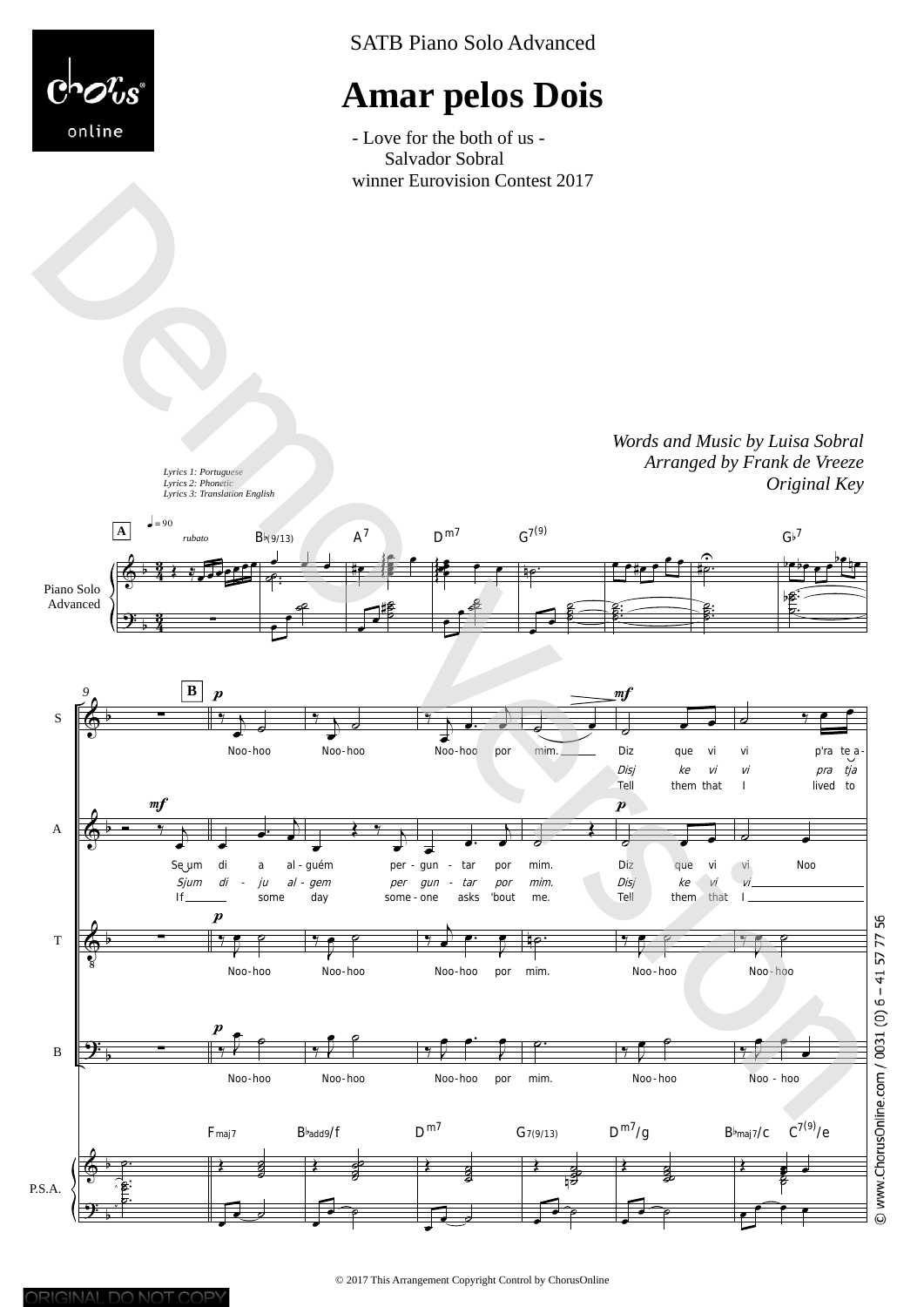SATB Piano Solo Advanced

# Amar pelos Dois

- Love for the both of us -
Salvador Sobral
winner Eurovision Contest 2017

*Words and Music by Luisa Sobral*
*Arranged by Frank de Vreeze*
*Original Key*

*Lyrics 1: Portuguese*
*Lyrics 2: Phonetic*
*Lyrics 3: Translation English*

© 2017 This Arrangement Copyright Control by ChorusOnline

© www.ChorusOnline.com / 0031 (0) 6 – 41 57 77 56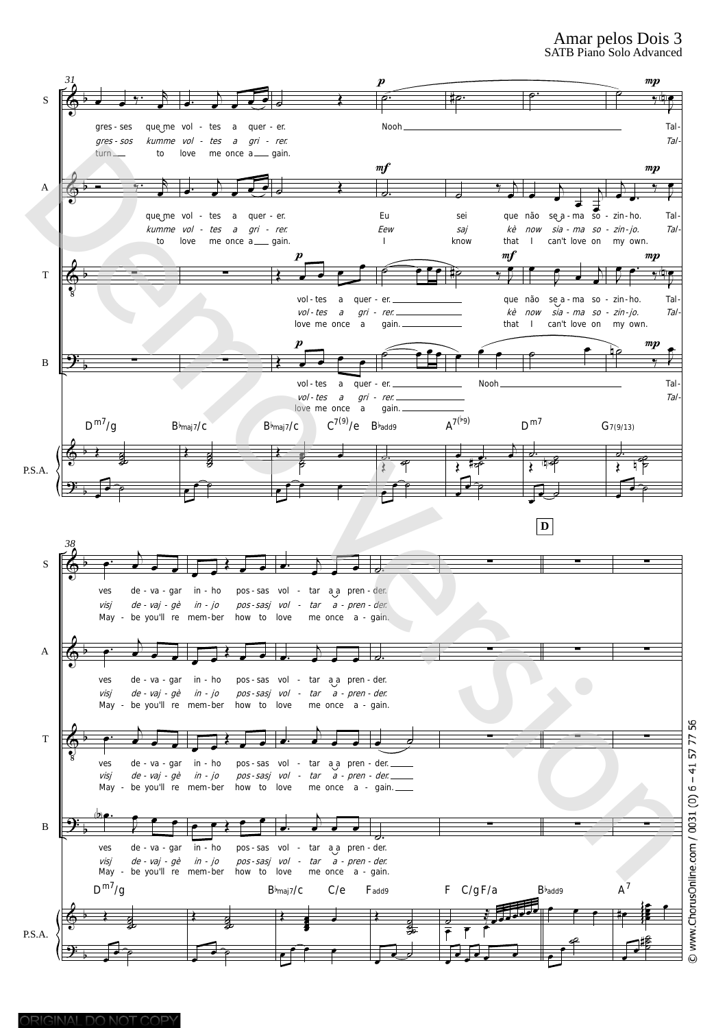Amar pelos Dois 3
SATB Piano Solo Advanced

31

S
gres - ses que me vol - tes a quer - er. Nooh Tal-
*gres - sos kumme vol - tes a gri - rer. Tal-*
turn to love me once a gain.

A
que me vol - tes a quer - er. Eu sei que não se a - ma so - zin - ho. Tal-
*kumme vol - tes a gri - rer. Eew saj kè now sia - ma so - zin - jo. Tal-*
to love me once a gain. I know that I can't love on my own.

T
vol - tes a quer - er. que não se a - ma so - zin - ho. Tal-
*vol - tes a gri - rer. kè now sia - ma so - zin - jo. Tal-*
love me once a gain. that I can't love on my own.

B
vol - tes a quer - er. Nooh Tal-
*vol - tes a gri - rer. Tal-*
love me once a gain.

Dm7/g B♭maj7/c B♭maj7/c C7(9)/e B♭add9 A7(♭9) Dm7 G7(9/13)

P.S.A.

38

D

S
ves de - va - gar in - ho pos - sas vol - tar a a pren - der.
*visj de - vaj - gè in - jo pos - sasj vol - tar a - pren - der.*
May - be you'll re mem - ber how to love me once a - gain.

A
ves de - va - gar in - ho pos - sas vol - tar a a pren - der.
*visj de - vaj - gè in - jo pos - sasj vol - tar a - pren - der.*
May - be you'll re mem - ber how to love me once a - gain.

T
ves de - va - gar in - ho pos - sas vol - tar a a pren - der.
*visj de - vaj - gè in - jo pos - sasj vol - tar a - pren - der.*
May - be you'll re mem - ber how to love me once a - gain.

B
ves de - va - gar in - ho pos - sas vol - tar a a pren - der.
*visj de - vaj - gè in - jo pos - sasj vol - tar a - pren - der.*
May - be you'll re mem - ber how to love me once a - gain.

Dm7/g B♭maj7/c C/e Fadd9 F C/g F/a B♭add9 A7

P.S.A.

© www.ChorusOnline.com / 0031 (0) 6 – 41 57 77 56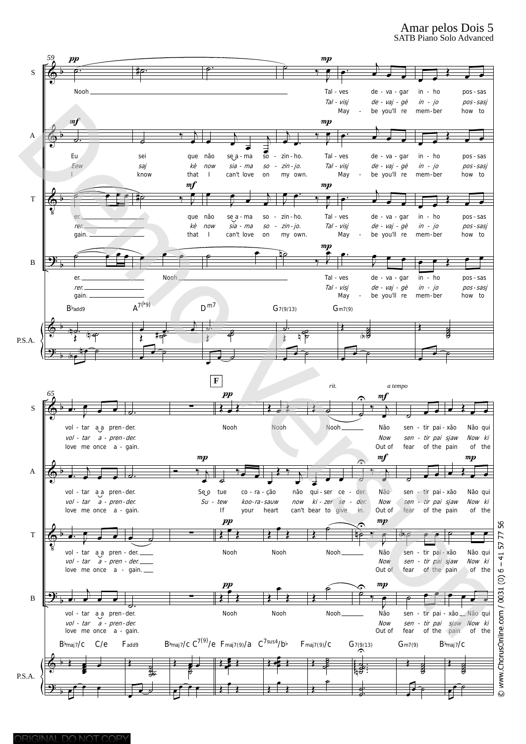Amar pelos Dois 5
SATB Piano Solo Advanced

S: Nooh — Tal - ves de - va - gar in - ho pos - sas
*Tal - visj de - vaj - gè in - jo pos - sasj*
May - be you'll re mem - ber how to

A: Eu sei que não se a - ma so - zin - ho. Tal - ves de - va - gar in - ho pos - sas
*Eew saj kè now sia - ma so - zin - jo. Tal - visj de - vaj - gè in - jo pos - sasj*
I know that I can't love on my own. May - be you'll re mem - ber how to

T: er. que não se a - ma so - zin - ho. Tal - ves de - va - gar in - ho pos - sas
*rer. kè now sia - ma so - zin - jo. Tal - visj de - vaj - gè in - jo pos - sasj*
gain. that I can't love on my own. May - be you'll re mem - ber how to

B: er. Nooh — Tal - ves de - va - gar in - ho pos - sas
*rer. Tal - visj de - vaj - gè in - jo pos - sasj*
gain. May - be you'll re mem - ber how to

B♭add9 A7(♭9) Dm7 G7(9/13) Gm7(9)

F — rit. — a tempo

S: vol - tar a a pren - der. Nooh Nooh Nooh — Não sen - tir pai - xão Não qui
*vol - tar a - pren - der. Now sen - tir pai sjaw Now ki*
love me once a - gain. Out of fear of the pain of the

A: vol - tar a a pren - der. Se o tue co - ra - ção não qui - ser ce - der. Não sen - tir pai - xão Não qui
*vol - tar a - pren - der. Su - tew koo - ra - sauw now ki - zer se - der. Now sen - tir pai sjaw Now ki*
love me once a - gain. If your heart can't bear to give in. Out of fear of the pain of the

T: vol - tar a a pren - der. Nooh Nooh Nooh — Não sen - tir pai - xão Não qui
*vol - tar a - pren - der. Now sen - tir pai sjaw Now ki*
love me once a - gain. Out of fear of the pain of the

B: vol - tar a a pren - der. Nooh Nooh Nooh — Não sen - tir pai - xão Não qui
*vol - tar a - pren - der. Now sen - tir pai sjaw Now ki*
love me once a - gain. Out of fear of the pain of the

B♭maj7/C C/E Fadd9 B♭maj7/C C7(9)/E Fmaj7(9)/A C7sus4/B♭ Fmaj7(9)/C G7(9/13) Gm7(9) B♭maj7/C

© www.ChorusOnline.com / 0031 (0) 6 – 41 57 77 56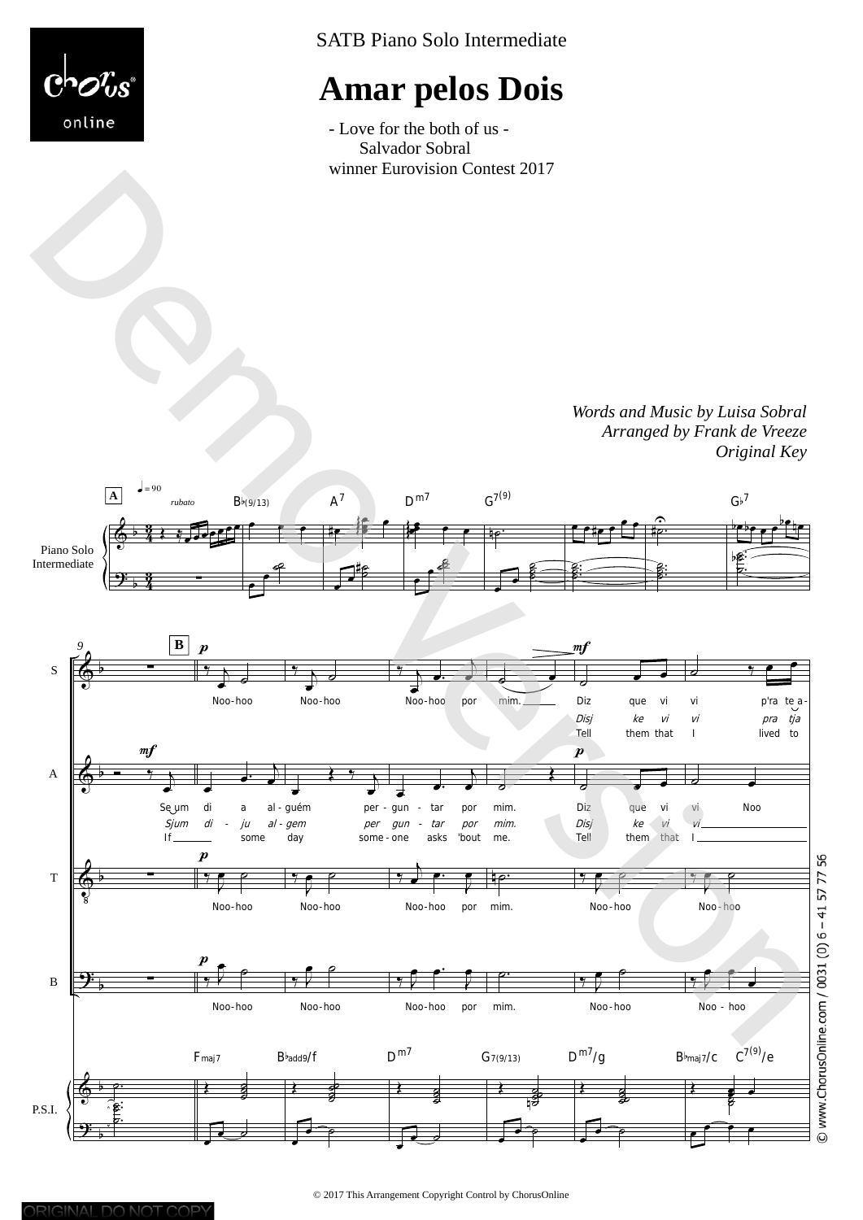SATB Piano Solo Intermediate

# Amar pelos Dois

- Love for the both of us -
Salvador Sobral
winner Eurovision Contest 2017

*Words and Music by Luisa Sobral*
*Arranged by Frank de Vreeze*
*Original Key*

**A** ♩= 90 *rubato* B♭(9/13) A7 Dm7 G7(9) G♭7

Piano Solo Intermediate

9 **B**

S: Noo-hoo Noo-hoo Noo-hoo por mim. Diz que vi vi p'ra te a-
*Disj ke vi vi pra tja*
Tell them that I lived to

A: Se um di a al - guém per - gun - tar por mim. Diz que vi vi Noo
*Sjum di - ju al - gem per gun - tar por mim. Disj ke vi vi*
If some day some - one asks 'bout me. Tell them that I

T: Noo-hoo Noo-hoo Noo-hoo por mim. Noo-hoo Noo-hoo

B: Noo-hoo Noo-hoo Noo-hoo por mim. Noo-hoo Noo - hoo

P.S.I.: Fmaj7 B♭add9/f Dm7 G7(9/13) Dm7/g B♭maj7/c C7(9)/e

© 2017 This Arrangement Copyright Control by ChorusOnline

© www.ChorusOnline.com / 0031 (0) 6 – 41 57 77 56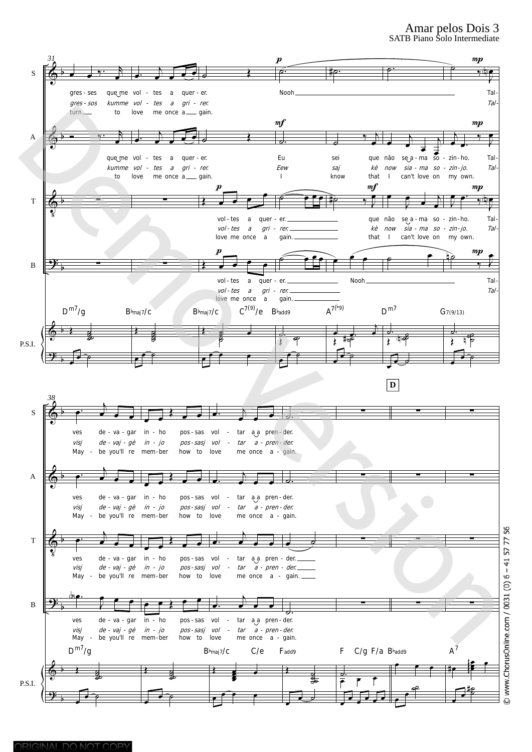# Amar pelos Dois 3
SATB Piano Solo Intermediate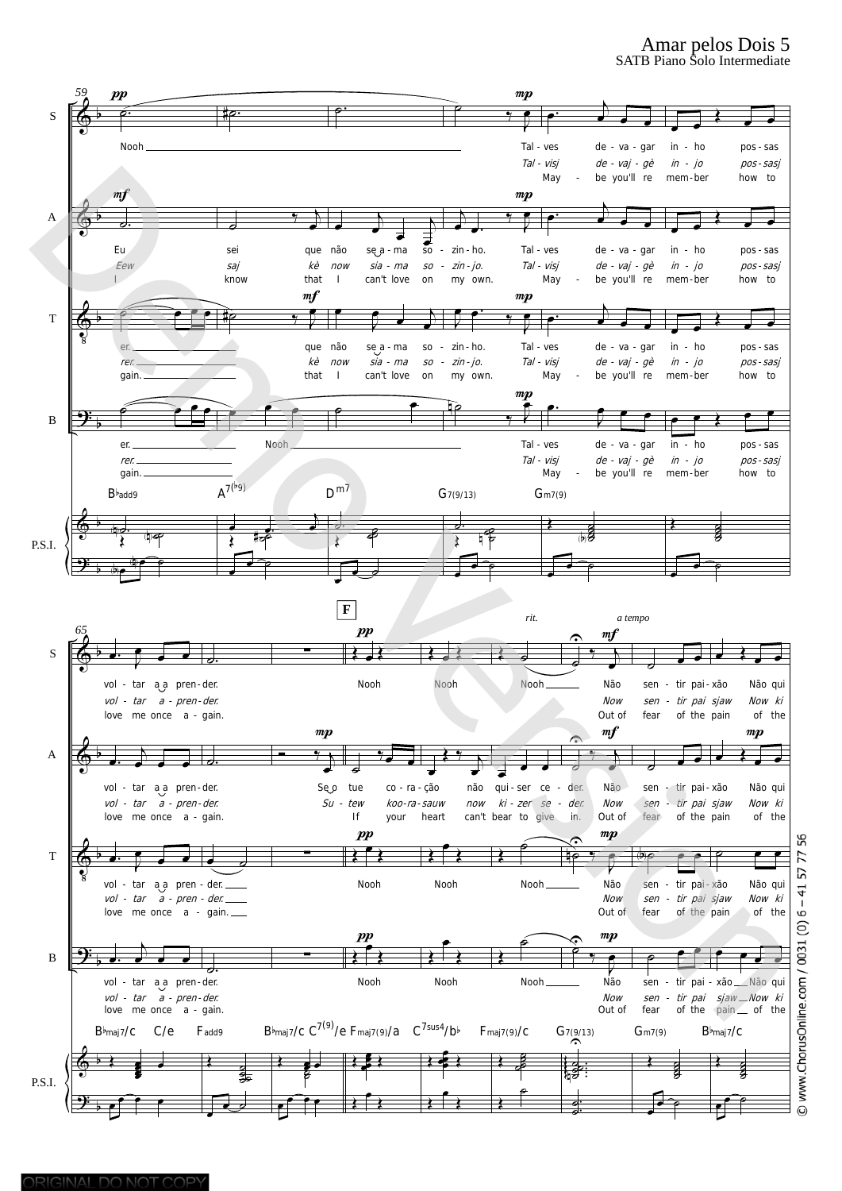Amar pelos Dois 5
SATB Piano Solo Intermediate

59

S: Nooh — Tal - ves de - va - gar in - ho pos - sas
*Tal - visj de - vaj - gè in - jo pos - sasj*
May - be you'll re mem - ber how to

A: Eu sei que não se a - ma so - zin - ho. Tal - ves de - va - gar in - ho pos - sas
*Eew saj kè now sia - ma so - zin - jo. Tal - visj de - vaj - gè in - jo pos - sasj*
I know that I can't love on my own. May - be you'll re mem - ber how to

T: er. que não se a - ma so - zin - ho. Tal - ves de - va - gar in - ho pos - sas
*rer. kè now sia - ma so - zin - jo. Tal - visj de - vaj - gè in - jo pos - sasj*
gain. that I can't love on my own. May - be you'll re mem - ber how to

B: er. Nooh Tal - ves de - va - gar in - ho pos - sas
*rer. Tal - visj de - vaj - gè in - jo pos - sasj*
gain. May - be you'll re mem - ber how to

B♭add9 A7(♭9) Dm7 G7(9/13) Gm7(9)

P.S.I.

65 — F — rit. — a tempo

S: vol - tar a a pren - der. Nooh Nooh Nooh Não sen - tir pai - xão Não qui
*vol - tar a - pren - der. Now sen - tir pai sjaw Now ki*
love me once a - gain. Out of fear of the pain of the

A: vol - tar a a pren - der. Se o tue co - ra - ção não qui - ser ce - der. Não sen - tir pai - xão Não qui
*vol - tar a - pren - der. Su - tew koo - ra - sauw now ki - zer se - der. Now sen - tir pai sjaw Now ki*
love me once a - gain. If your heart can't bear to give in. Out of fear of the pain of the

T: vol - tar a a pren - der. Nooh Nooh Nooh Não sen - tir pai - xão Não qui
*vol - tar a - pren - der. Now sen - tir pai sjaw Now ki*
love me once a - gain. Out of fear of the pain of the

B: vol - tar a a pren - der. Nooh Nooh Nooh Não sen - tir pai - xão Não qui
*vol - tar a - pren - der. Now sen - tir pai sjaw Now ki*
love me once a - gain. Out of fear of the pain of the

B♭maj7/C C/E Fadd9 B♭maj7/C C7(9)/E Fmaj7(9)/A C7sus4/B♭ Fmaj7(9)/C G7(9/13) Gm7(9) B♭maj7/C

P.S.I.

© www.ChorusOnline.com / 0031 (0) 6 – 41 57 77 56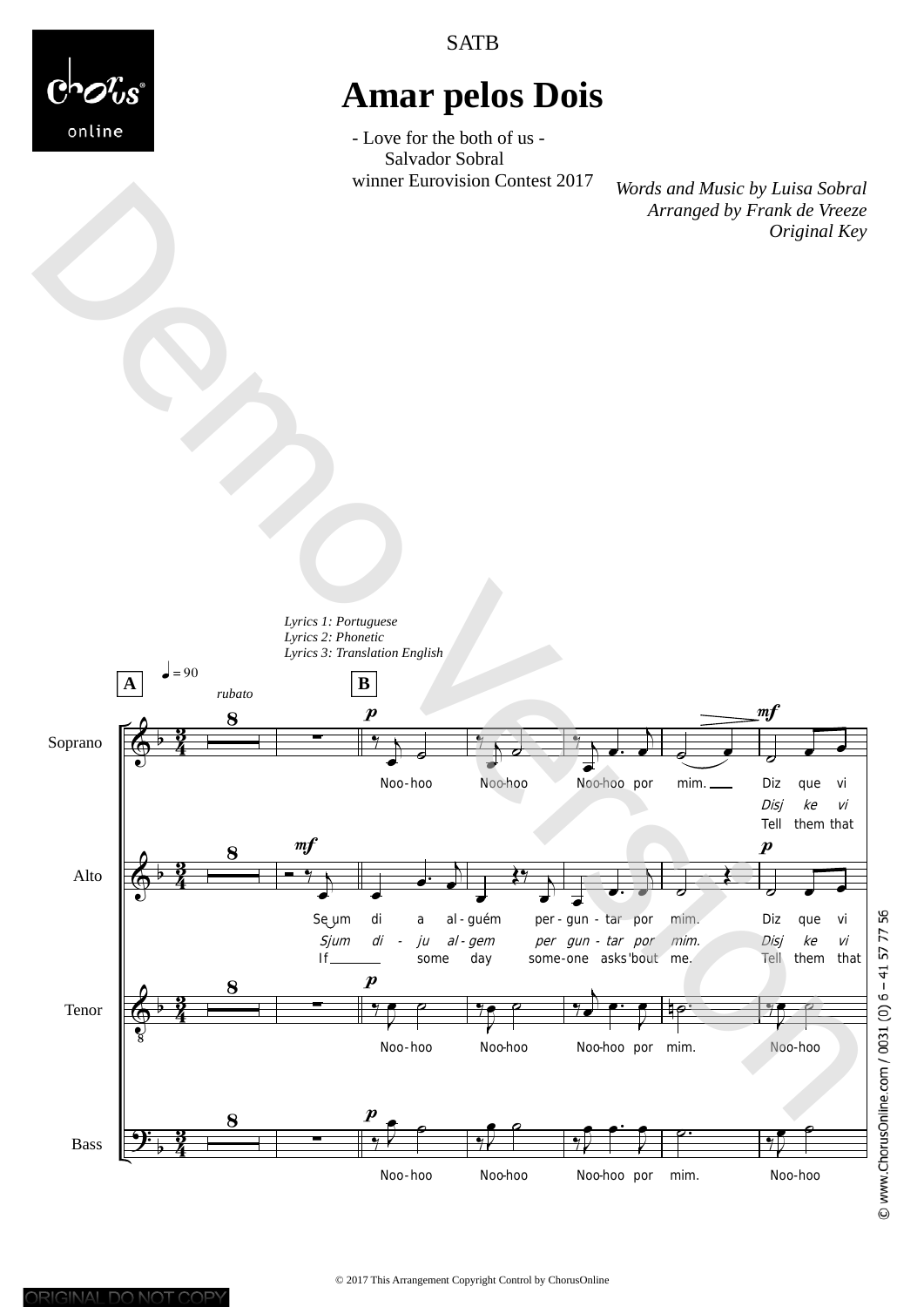SATB

# Amar pelos Dois

- Love for the both of us -
Salvador Sobral
winner Eurovision Contest 2017

*Words and Music by Luisa Sobral*
*Arranged by Frank de Vreeze*
*Original Key*

*Lyrics 1: Portuguese*
*Lyrics 2: Phonetic*
*Lyrics 3: Translation English*

**A** ♩ = 90 *rubato* **B**

Soprano: Noo-hoo Noo-hoo Noo-hoo por mim. Diz que vi / Disj ke vi / Tell them that

Alto: Se um di a al-guém per-gun-tar por mim. Diz que vi / Sjum di - ju al-gem per gun-tar por mim. Disj ke vi / If some day some-one asks 'bout me. Tell them that

Tenor: Noo-hoo Noo-hoo Noo-hoo por mim. Noo-hoo

Bass: Noo-hoo Noo-hoo Noo-hoo por mim. Noo-hoo

© 2017 This Arrangement Copyright Control by ChorusOnline

© www.ChorusOnline.com / 0031 (0) 6 – 41 57 77 56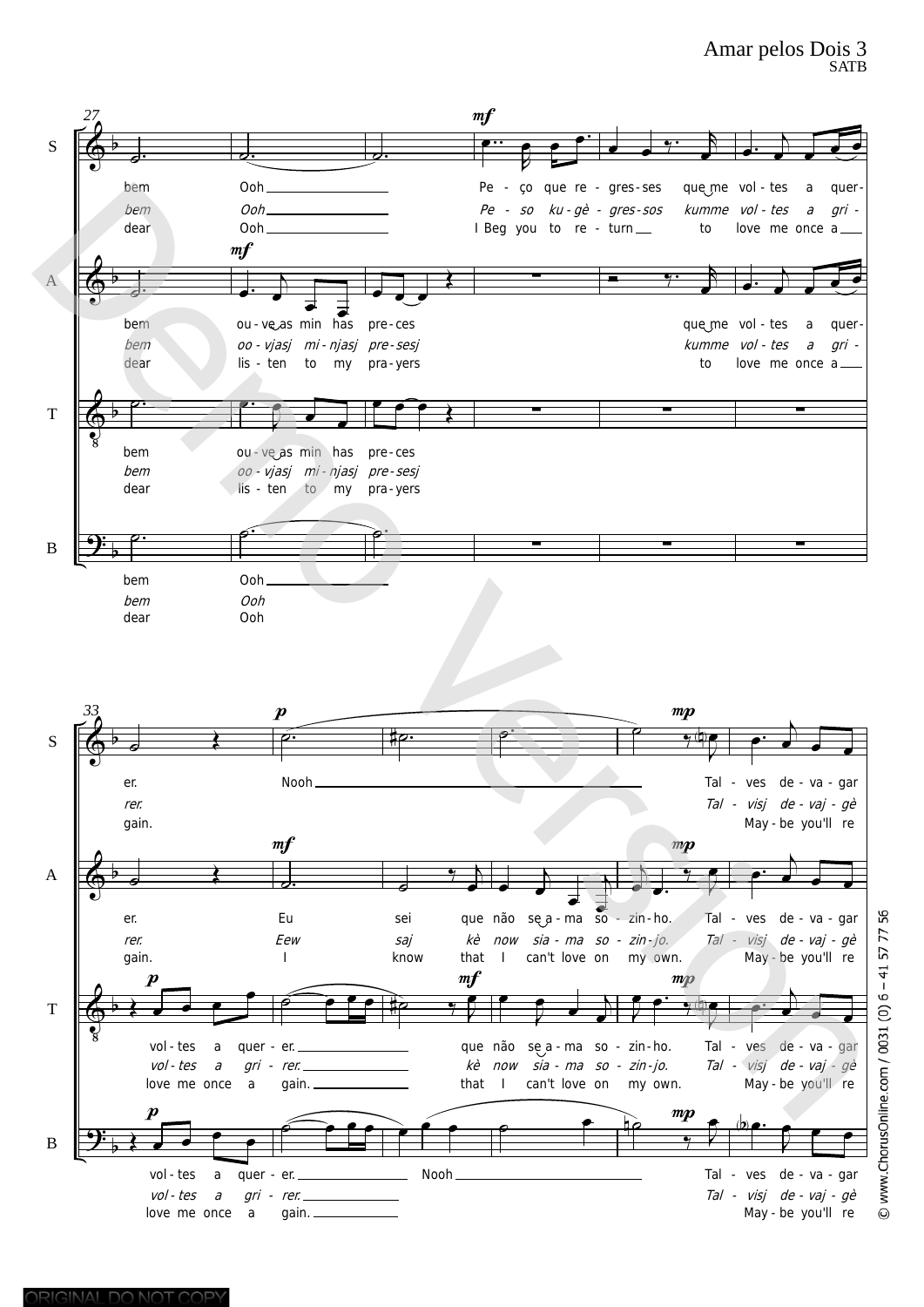**27**

**S**

bem Ooh ___ Pe - ço que re - gres-ses que me vol - tes a quer-

*bem Ooh ___ Pe - so ku - gè - gres-sos kumme vol - tes a gri -*

dear Ooh ___ I Beg you to re - turn ___ to love me once a ___

**A**

bem ou - ve as min has pre - ces que me vol - tes a quer-

*bem oo - vjasj mi - njasj pre - sesj kumme vol - tes a gri -*

dear lis - ten to my pra - yers to love me once a ___

**T**

bem ou - ve as min has pre - ces

*bem oo - vjasj mi - njasj pre - sesj*

dear lis - ten to my pra - yers

**B**

bem Ooh ___

*bem Ooh*

dear Ooh

**33**

**S**

er. Nooh ___ Tal - ves de - va - gar

*rer. Tal - visj de - vaj - gè*

gain. May - be you'll re

**A**

er. Eu sei que não se a - ma so - zin - ho. Tal - ves de - va - gar

*rer. Eew saj kè now sia - ma so - zin - jo. Tal - visj de - vaj - gè*

gain. I know that I can't love on my own. May - be you'll re

**T**

vol - tes a quer - er. ___ que não se a - ma so - zin - ho. Tal - ves de - va - gar

*vol - tes a gri - rer. ___ kè now sia - ma so - zin - jo. Tal - visj de - vaj - gè*

love me once a gain. ___ that I can't love on my own. May - be you'll re

**B**

vol - tes a quer - er. ___ Nooh ___ Tal - ves de - va - gar

*vol - tes a gri - rer. ___ Tal - visj de - vaj - gè*

love me once a gain. ___ May - be you'll re

© www.ChorusOnline.com / 0031 (0) 6 – 41 57 77 56

ORIGINAL DO NOT COPY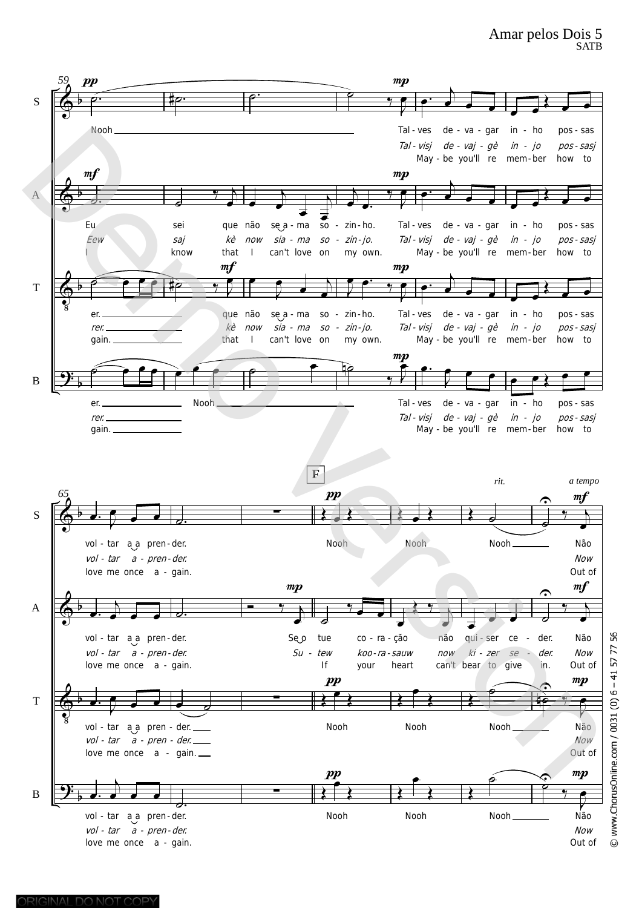**59**

**S** *pp* Nooh ___ *mp* Tal - ves de - va - gar in - ho pos - sas
*Tal - visj de - vaj - gè in - jo pos - sasj*
May - be you'll re mem - ber how to

**A** *mf* Eu sei que não se͜ a - ma so - zin - ho. *mp* Tal - ves de - va - gar in - ho pos - sas
*Eew saj kè now sia - ma so - zin - jo. Tal - visj de - vaj - gè in - jo pos - sasj*
I know that I can't love on my own. May - be you'll re mem - ber how to

**T** er. ___ *mf* que não se͜ a - ma so - zin - ho. *mp* Tal - ves de - va - gar in - ho pos - sas
*rer. ___ kè now sia - ma so - zin - jo. Tal - visj de - vaj - gè in - jo pos - sasj*
gain. ___ that I can't love on my own. May - be you'll re mem - ber how to

**B** er. ___ Nooh ___ *mp* Tal - ves de - va - gar in - ho pos - sas
*rer. ___ Tal - visj de - vaj - gè in - jo pos - sasj*
gain. ___ May - be you'll re mem - ber how to

**65** **F** *rit.* *a tempo*

**S** vol - tar a͜ a pren - der. *pp* Nooh Nooh Nooh ___ *mf* Não
*vol - tar a - pren - der. Now*
love me once a - gain. Out of

**A** vol - tar a͜ a pren - der. *mp* Se͜ o tue co - ra - ção não qui - ser ce - der. *mf* Não
*vol - tar a - pren - der. Su - tew koo - ra - sauw now ki - zer se - der. Now*
love me once a - gain. If your heart can't bear to give in. Out of

**T** vol - tar a͜ a pren - der. ___ *pp* Nooh Nooh Nooh ___ *mp* Não
*vol - tar a - pren - der. ___ Now*
love me once a - gain. ___ Out of

**B** vol - tar a͜ a pren - der. *pp* Nooh Nooh Nooh ___ *mp* Não
*vol - tar a - pren - der. Now*
love me once a - gain. Out of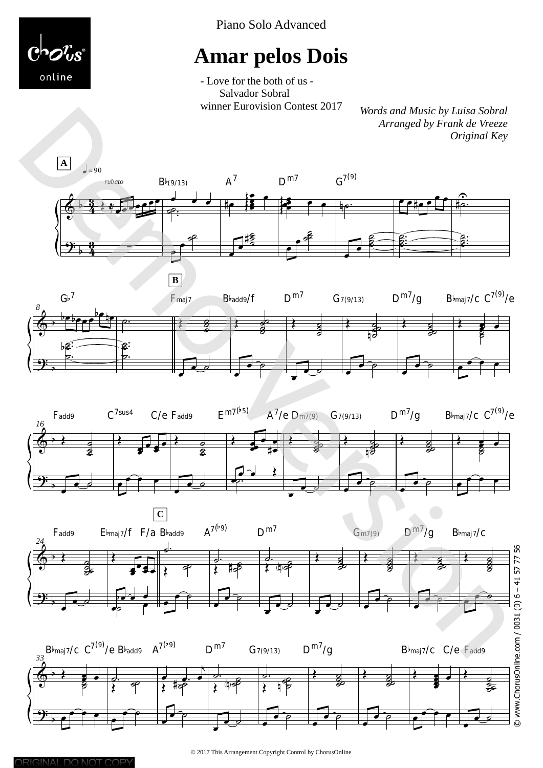Piano Solo Advanced

# Amar pelos Dois

- Love for the both of us -
Salvador Sobral
winner Eurovision Contest 2017

*Words and Music by Luisa Sobral*
*Arranged by Frank de Vreeze*
*Original Key*

© 2017 This Arrangement Copyright Control by ChorusOnline

© www.ChorusOnline.com / 0031 (0) 6 – 41 57 77 56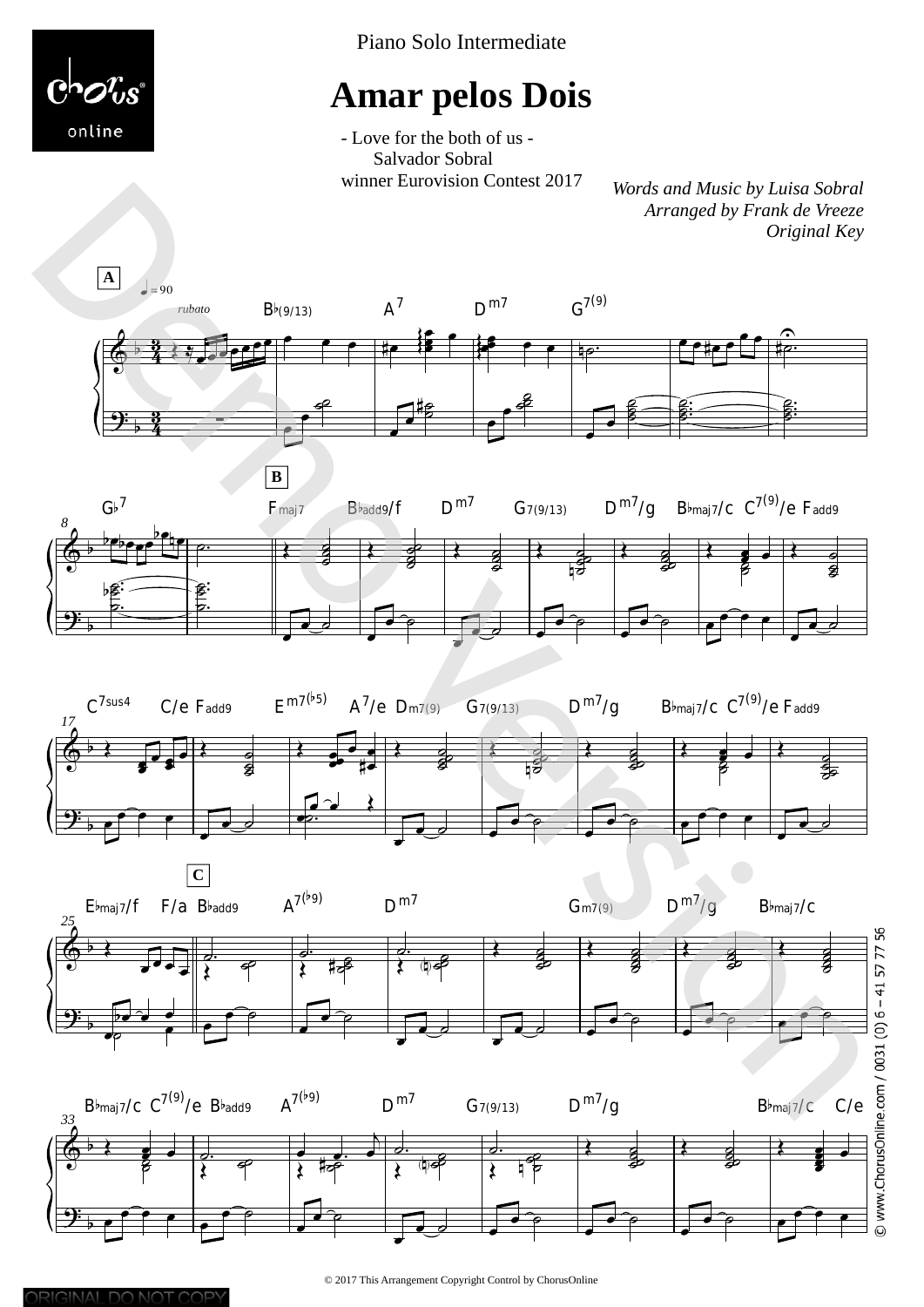Piano Solo Intermediate

# Amar pelos Dois

- Love for the both of us -
Salvador Sobral
winner Eurovision Contest 2017

*Words and Music by Luisa Sobral*
*Arranged by Frank de Vreeze*
*Original Key*

© 2017 This Arrangement Copyright Control by ChorusOnline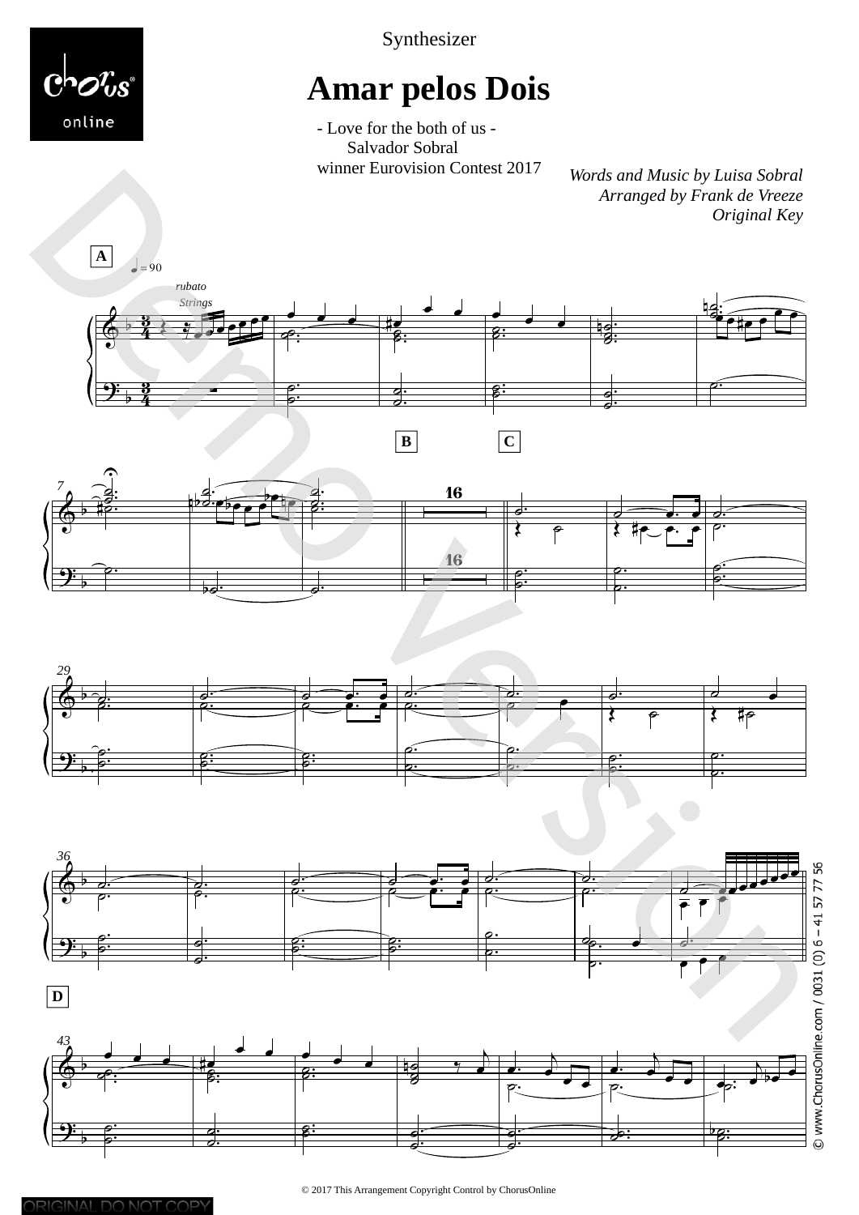Synthesizer

# Amar pelos Dois

- Love for the both of us -
Salvador Sobral
winner Eurovision Contest 2017

*Words and Music by Luisa Sobral*
*Arranged by Frank de Vreeze*
*Original Key*

© 2017 This Arrangement Copyright Control by ChorusOnline

© www.ChorusOnline.com / 0031 (0) 6 – 41 57 77 56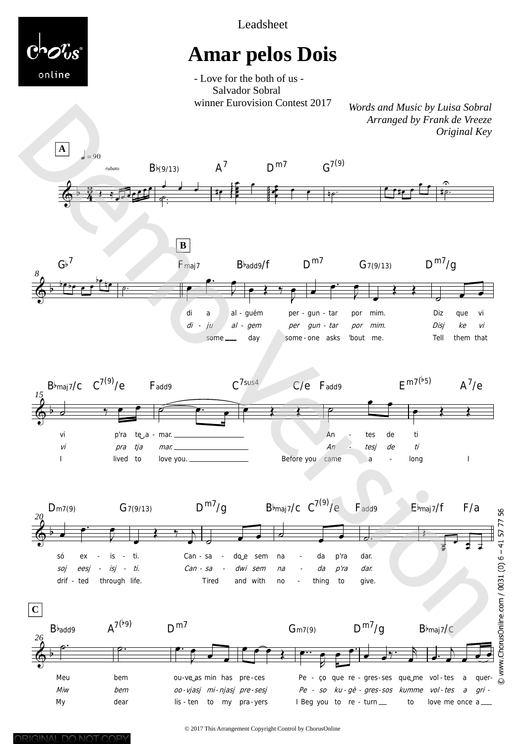Leadsheet

# Amar pelos Dois

- Love for the both of us -
Salvador Sobral
winner Eurovision Contest 2017

*Words and Music by Luisa Sobral*
*Arranged by Frank de Vreeze*
*Original Key*

**A** ♩ = 90 *rubato*

B♭(9/13) A7 Dm7 G7(9)

**B**

G♭7 | Fmaj7 B♭add9/f Dm7 G7(9/13) Dm7/g

di a al - guém per - gun - tar por mim. Diz que vi
*di - ju al - gem per gun - tar por mim. Disj ke vi*
some day some - one asks 'bout me. Tell them that

B♭maj7/c C7(9)/e Fadd9 C7sus4 C/e Fadd9 Em7(♭5) A7/e

vi p'ra te a - mar. An - tes de ti
*vi pra tja mar. An - tesj de ti*
I lived to love you. Before you came a - long I

Dm7(9) G7(9/13) Dm7/g B♭maj7/c C7(9)/e Fadd9 E♭maj7/f F/a

só ex - is - ti. Can - sa - do e sem na - da p'ra dar.
*soj eesj - isj - ti. Can - sa - dwi sem na - da p'ra dar.*
drif - ted through life. Tired and with no - thing to give.

**C**

B♭add9 A7(♭9) Dm7 Gm7(9) Dm7/g B♭maj7/c

Meu bem ou-ve as min has pre-ces Pe - ço que re - gres-ses que me vol-tes a quer-
*Miw bem oo-vjasj mi-njasj pre-sesj Pe - so ku-gè - gres-sos kumme vol-tes a gri -*
My dear lis - ten to my pra-yers I Beg you to re - turn to love me once a

© 2017 This Arrangement Copyright Control by ChorusOnline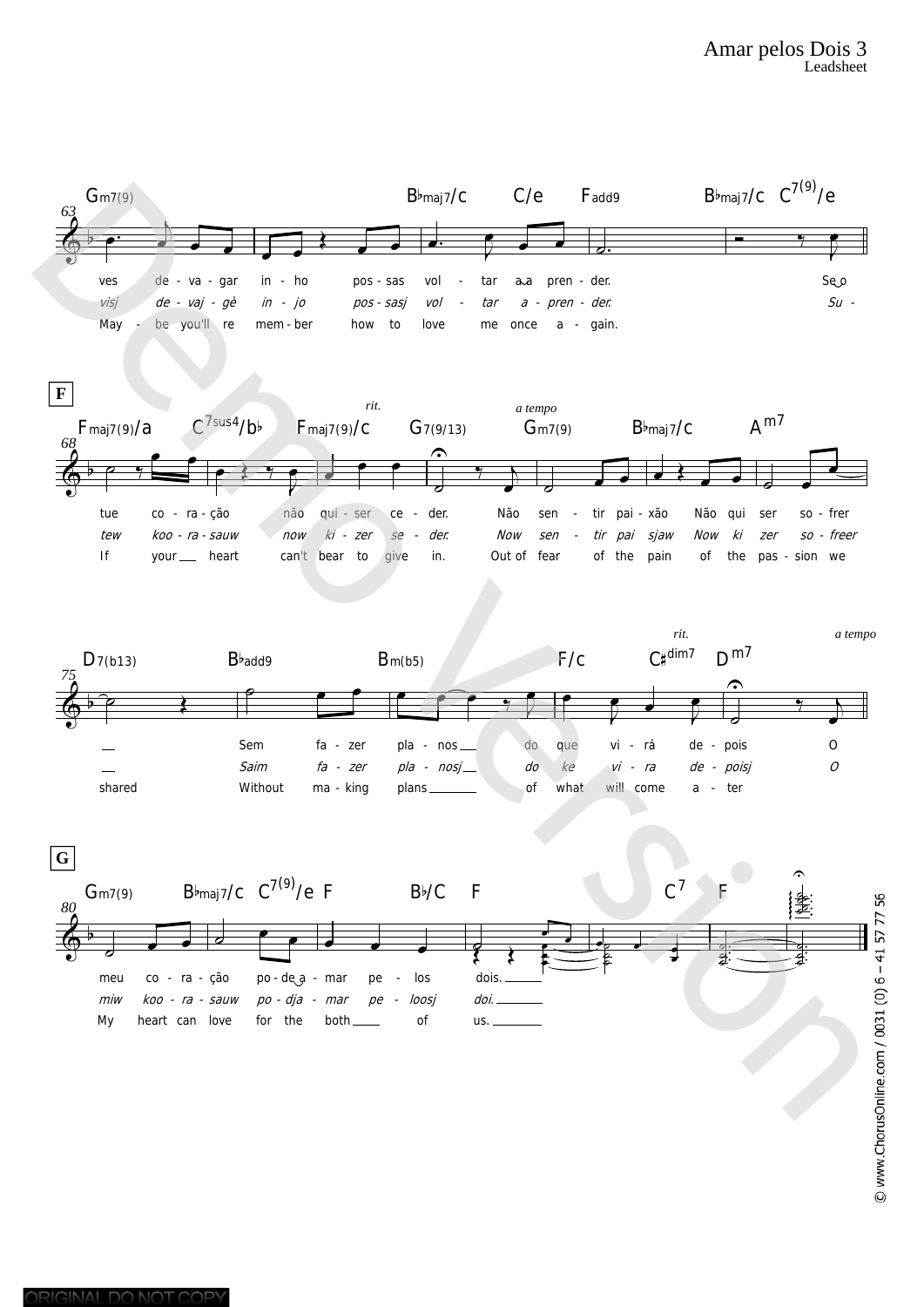# Amar pelos Dois 3

Leadsheet

**63** Gm7(9) — Bbmaj7/C — C/e — Fadd9 — Bbmaj7/C — C7(9)/e

ves de - va - gar in - ho pos - sas vol - tar a a pren - der. Se o

*visj de - vaj - gè in - jo pos - sasj vol - tar a - pren - der. Su -*

May - be you'll re mem - ber how to love me once a - gain.

**F**

**68** Fmaj7(9)/a — C7sus4/bb — Fmaj7(9)/c — *rit.* G7(9/13) — *a tempo* Gm7(9) — Bbmaj7/C — Am7

tue co - ra - ção não qui - ser ce - der. Não sen - tir pai - xão Não qui ser so - frer

*tew koo - ra - sauw now ki - zer se - der. Now sen - tir pai sjaw Now ki zer so - freer*

If your heart can't bear to give in. Out of fear of the pain of the pas - sion we

**75** D7(b13) — Bbadd9 — Bm(b5) — F/c — *rit.* C#dim7 — Dm7 *a tempo*

Sem fa - zer pla - nos do que vi - rá de - pois O

*Saim fa - zer pla - nosj do ke vi - ra de - poisj O*

shared Without ma - king plans of what will come a - ter

**G**

**80** Gm7(9) — Bbmaj7/C — C7(9)/e — F — Bb/C — F — C7 — F

meu co - ra - ção po - de a - mar pe - los dois.

*miw koo - ra - sauw po - dja - mar pe - loosj doi.*

My heart can love for the both of us.

© www.ChorusOnline.com / 0031 (0) 6 – 41 57 77 56

ORIGINAL DO NOT COPY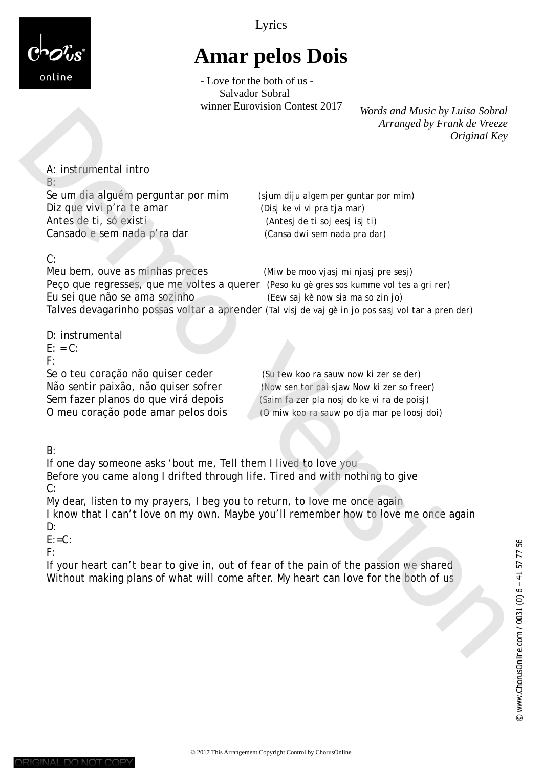Lyrics

# Amar pelos Dois

- Love for the both of us -
Salvador Sobral
winner Eurovision Contest 2017

*Words and Music by Luisa Sobral*
*Arranged by Frank de Vreeze*
*Original Key*

A: instrumental intro
B:
Se um dia alguém perguntar por mim (sjum diju algem per guntar por mim)
Diz que vivi p'ra te amar (Disj ke vi vi pra tja mar)
Antes de ti, só existi (Antesj de ti soj eesj isj ti)
Cansado e sem nada p'ra dar (Cansa dwi sem nada pra dar)

C:
Meu bem, ouve as minhas preces (Miw be moo vjasj mi njasj pre sesj)
Peço que regresses, que me voltes a querer (Peso ku gè gres sos kumme vol tes a gri rer)
Eu sei que não se ama sozinho (Eew saj kè now sia ma so zin jo)
Talves devagarinho possas voltar a aprender (Tal visj de vaj gè in jo pos sasj vol tar a pren der)

D: instrumental
E: = C:
F:
Se o teu coração não quiser ceder (Su tew koo ra sauw now ki zer se der)
Não sentir paixão, não quiser sofrer (Now sen tor pai sjaw Now ki zer so freer)
Sem fazer planos do que virá depois (Saim fa zer pla nosj do ke vi ra de poisj)
O meu coração pode amar pelos dois (O miw koo ra sauw po dja mar pe loosj doi)

B:
If one day someone asks 'bout me, Tell them I lived to love you
Before you came along I drifted through life. Tired and with nothing to give
C:
My dear, listen to my prayers, I beg you to return, to love me once again
I know that I can't love on my own. Maybe you'll remember how to love me once again
D:
E:=C:
F:
If your heart can't bear to give in, out of fear of the pain of the passion we shared
Without making plans of what will come after. My heart can love for the both of us

© www.ChorusOnline.com / 0031 (0) 6 – 41 57 77 56

© 2017 This Arrangement Copyright Control by ChorusOnline